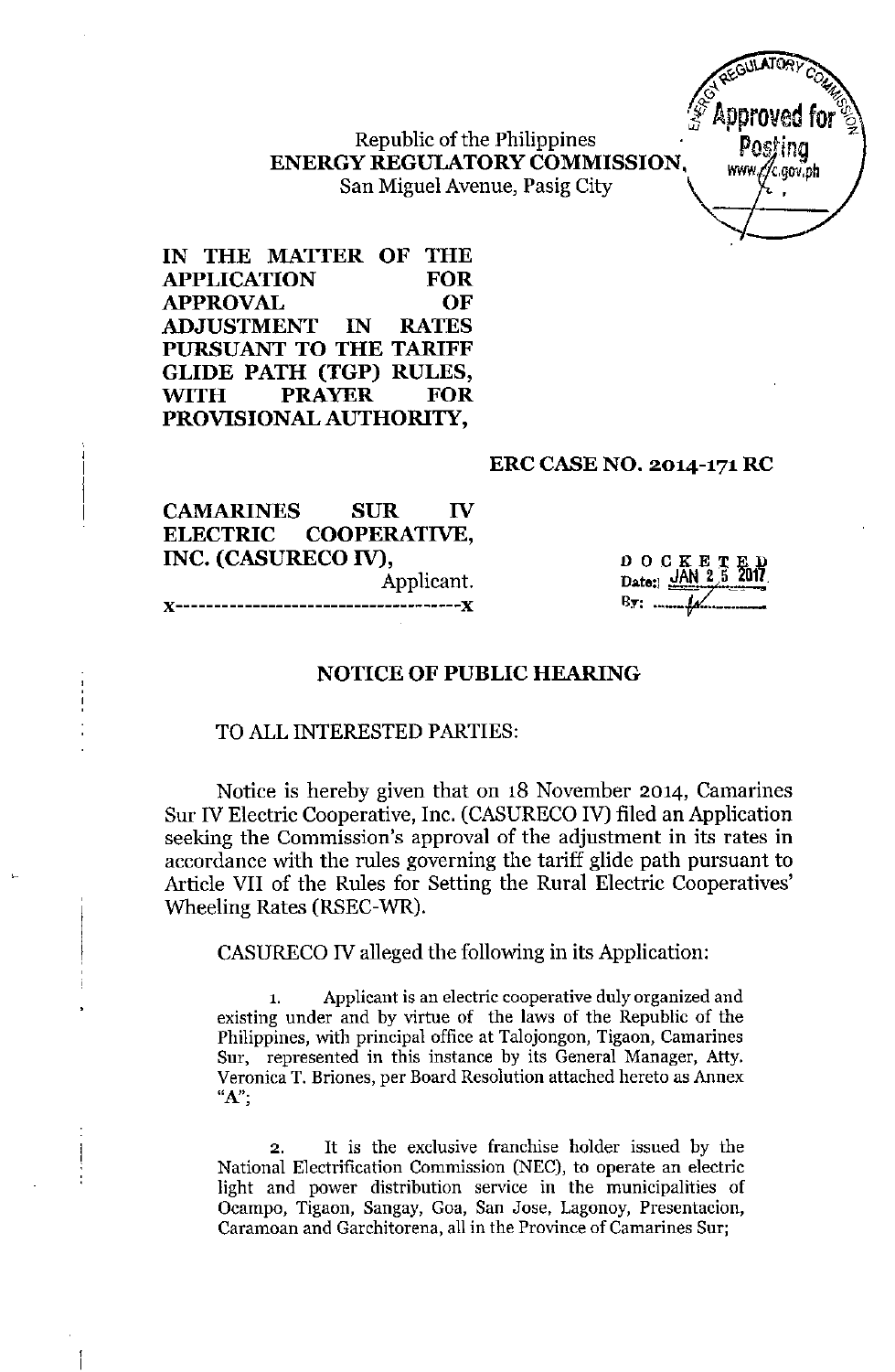Republic of the Philippines
**ENERGY REGULATORY COMMISSION**
San Miguel Avenue, Pasig City

Approved for Posting www.erc.gov.ph

**IN THE MATTER OF THE APPLICATION FOR APPROVAL OF ADJUSTMENT IN RATES PURSUANT TO THE TARIFF GLIDE PATH (TGP) RULES, WITH PRAYER FOR PROVISIONAL AUTHORITY,**

**ERC CASE NO. 2014-171 RC**

**CAMARINES SUR IV ELECTRIC COOPERATIVE, INC. (CASURECO IV),**
Applicant.
x-------------------------------------x

DOCKETED
Date: JAN 25 2017
By: ________

## NOTICE OF PUBLIC HEARING

TO ALL INTERESTED PARTIES:

Notice is hereby given that on 18 November 2014, Camarines Sur IV Electric Cooperative, Inc. (CASURECO IV) filed an Application seeking the Commission's approval of the adjustment in its rates in accordance with the rules governing the tariff glide path pursuant to Article VII of the Rules for Setting the Rural Electric Cooperatives' Wheeling Rates (RSEC-WR).

CASURECO IV alleged the following in its Application:

1. Applicant is an electric cooperative duly organized and existing under and by virtue of the laws of the Republic of the Philippines, with principal office at Talojongon, Tigaon, Camarines Sur, represented in this instance by its General Manager, Atty. Veronica T. Briones, per Board Resolution attached hereto as Annex "A";

2. It is the exclusive franchise holder issued by the National Electrification Commission (NEC), to operate an electric light and power distribution service in the municipalities of Ocampo, Tigaon, Sangay, Goa, San Jose, Lagonoy, Presentacion, Caramoan and Garchitorena, all in the Province of Camarines Sur;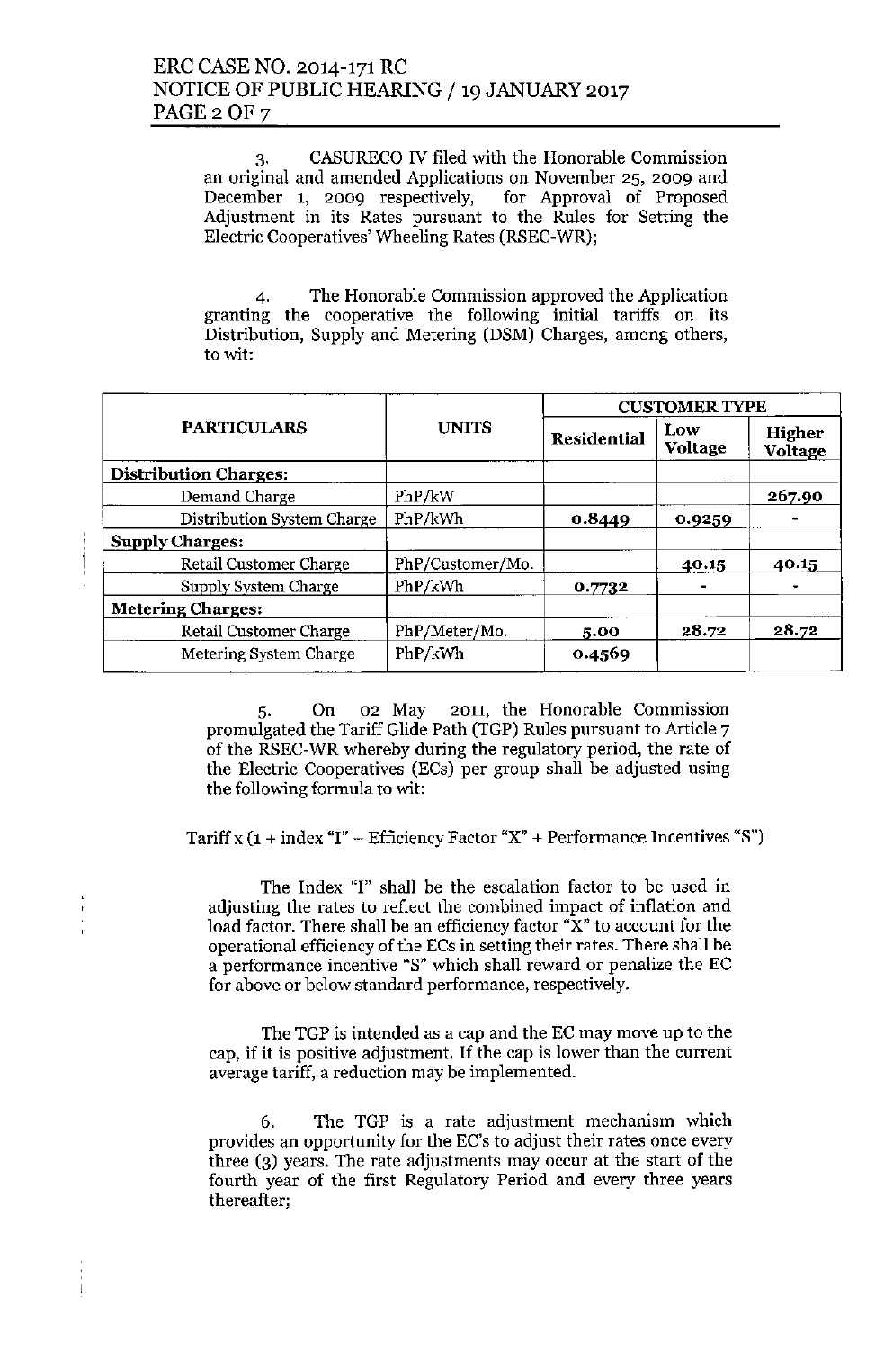3. CASURECO IV filed with the Honorable Commission an original and amended Applications on November 25, 2009 and December 1, 2009 respectively, for Approval of Proposed Adjustment in its Rates pursuant to the Rules for Setting the Electric Cooperatives' Wheeling Rates (RSEC-WR);

4. The Honorable Commission approved the Application granting the cooperative the following initial tariffs on its Distribution, Supply and Metering (DSM) Charges, among others, to wit:

| PARTICULARS | UNITS | CUSTOMER TYPE | | |
|---|---|---|---|---|
| | | Residential | Low Voltage | Higher Voltage |
| **Distribution Charges:** | | | | |
| Demand Charge | PhP/kW | | | 267.90 |
| Distribution System Charge | PhP/kWh | 0.8449 | 0.9259 | - |
| **Supply Charges:** | | | | |
| Retail Customer Charge | PhP/Customer/Mo. | | 40.15 | 40.15 |
| Supply System Charge | PhP/kWh | 0.7732 | - | - |
| **Metering Charges:** | | | | |
| Retail Customer Charge | PhP/Meter/Mo. | 5.00 | 28.72 | 28.72 |
| Metering System Charge | PhP/kWh | 0.4569 | | |

5. On 02 May 2011, the Honorable Commission promulgated the Tariff Glide Path (TGP) Rules pursuant to Article 7 of the RSEC-WR whereby during the regulatory period, the rate of the Electric Cooperatives (ECs) per group shall be adjusted using the following formula to wit:

Tariff x (1 + index "I" – Efficiency Factor "X" + Performance Incentives "S")

The Index "I" shall be the escalation factor to be used in adjusting the rates to reflect the combined impact of inflation and load factor. There shall be an efficiency factor "X" to account for the operational efficiency of the ECs in setting their rates. There shall be a performance incentive "S" which shall reward or penalize the EC for above or below standard performance, respectively.

The TGP is intended as a cap and the EC may move up to the cap, if it is positive adjustment. If the cap is lower than the current average tariff, a reduction may be implemented.

6. The TGP is a rate adjustment mechanism which provides an opportunity for the EC's to adjust their rates once every three (3) years. The rate adjustments may occur at the start of the fourth year of the first Regulatory Period and every three years thereafter;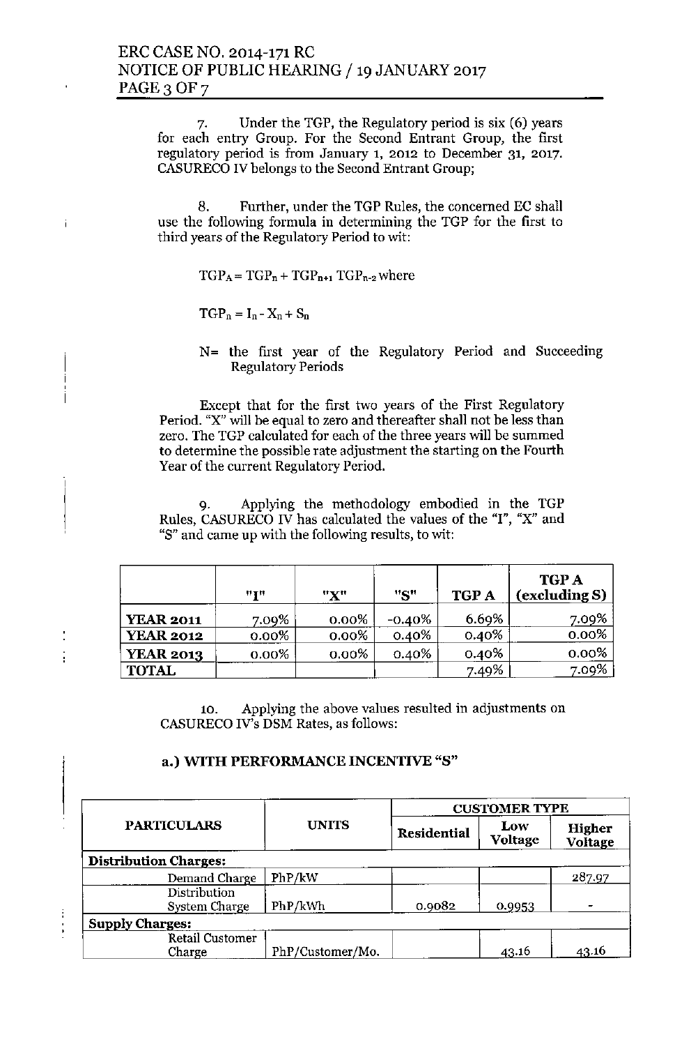7. Under the TGP, the Regulatory period is six (6) years for each entry Group. For the Second Entrant Group, the first regulatory period is from January 1, 2012 to December 31, 2017. CASURECO IV belongs to the Second Entrant Group;

8. Further, under the TGP Rules, the concerned EC shall use the following formula in determining the TGP for the first to third years of the Regulatory Period to wit:

$TGP_A = TGP_n + TGP_{n+1} TGP_{n-2}$ where

$TGP_n = I_n - X_n + S_n$

N= the first year of the Regulatory Period and Succeeding Regulatory Periods

Except that for the first two years of the First Regulatory Period. "X" will be equal to zero and thereafter shall not be less than zero. The TGP calculated for each of the three years will be summed to determine the possible rate adjustment the starting on the Fourth Year of the current Regulatory Period.

9. Applying the methodology embodied in the TGP Rules, CASURECO IV has calculated the values of the "I", "X" and "S" and came up with the following results, to wit:

| | "I" | "X" | "S" | TGP A | TGP A (excluding S) |
|---|---|---|---|---|---|
| **YEAR 2011** | 7.09% | 0.00% | -0.40% | 6.69% | 7.09% |
| **YEAR 2012** | 0.00% | 0.00% | 0.40% | 0.40% | 0.00% |
| **YEAR 2013** | 0.00% | 0.00% | 0.40% | 0.40% | 0.00% |
| **TOTAL** | | | | 7.49% | 7.09% |

10. Applying the above values resulted in adjustments on CASURECO IV's DSM Rates, as follows:

**a.) WITH PERFORMANCE INCENTIVE "S"**

| PARTICULARS | UNITS | CUSTOMER TYPE | | |
|---|---|---|---|---|
| | | Residential | Low Voltage | Higher Voltage |
| **Distribution Charges:** | | | | |
| Demand Charge | PhP/kW | | | 287.97 |
| Distribution System Charge | PhP/kWh | 0.9082 | 0.9953 | - |
| **Supply Charges:** | | | | |
| Retail Customer Charge | PhP/Customer/Mo. | | 43.16 | 43.16 |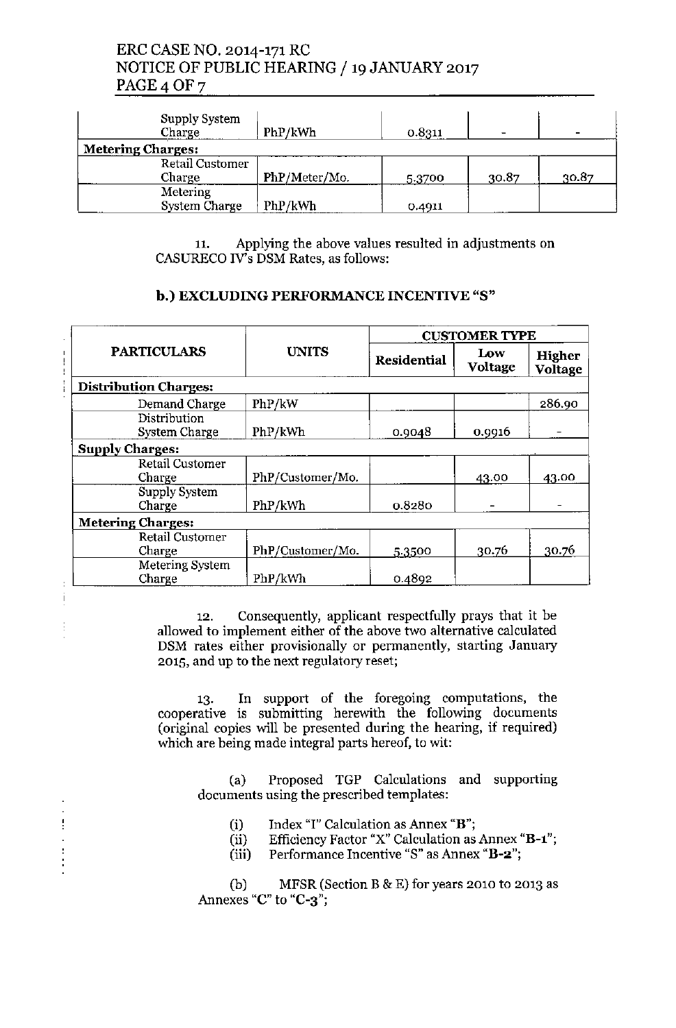| | | | | |
|---|---|---|---|---|
| Supply System Charge | PhP/kWh | 0.8311 | - | - |
| **Metering Charges:** | | | | |
| Retail Customer Charge | PhP/Meter/Mo. | 5.3700 | 30.87 | 30.87 |
| Metering System Charge | PhP/kWh | 0.4911 | | |

11. Applying the above values resulted in adjustments on CASURECO IV's DSM Rates, as follows:

### b.) EXCLUDING PERFORMANCE INCENTIVE "S"

| PARTICULARS | UNITS | CUSTOMER TYPE | | |
|---|---|---|---|---|
| | | Residential | Low Voltage | Higher Voltage |
| **Distribution Charges:** | | | | |
| Demand Charge | PhP/kW | | | 286.90 |
| Distribution System Charge | PhP/kWh | 0.9048 | 0.9916 | - |
| **Supply Charges:** | | | | |
| Retail Customer Charge | PhP/Customer/Mo. | | 43.00 | 43.00 |
| Supply System Charge | PhP/kWh | 0.8280 | - | - |
| **Metering Charges:** | | | | |
| Retail Customer Charge | PhP/Customer/Mo. | 5.3500 | 30.76 | 30.76 |
| Metering System Charge | PhP/kWh | 0.4892 | | |

12. Consequently, applicant respectfully prays that it be allowed to implement either of the above two alternative calculated DSM rates either provisionally or permanently, starting January 2015, and up to the next regulatory reset;

13. In support of the foregoing computations, the cooperative is submitting herewith the following documents (original copies will be presented during the hearing, if required) which are being made integral parts hereof, to wit:

(a) Proposed TGP Calculations and supporting documents using the prescribed templates:

(i) Index "I" Calculation as Annex "**B**";
(ii) Efficiency Factor "X" Calculation as Annex "**B-1**";
(iii) Performance Incentive "S" as Annex "**B-2**";

(b) MFSR (Section B & E) for years 2010 to 2013 as Annexes "**C**" to "**C-3**";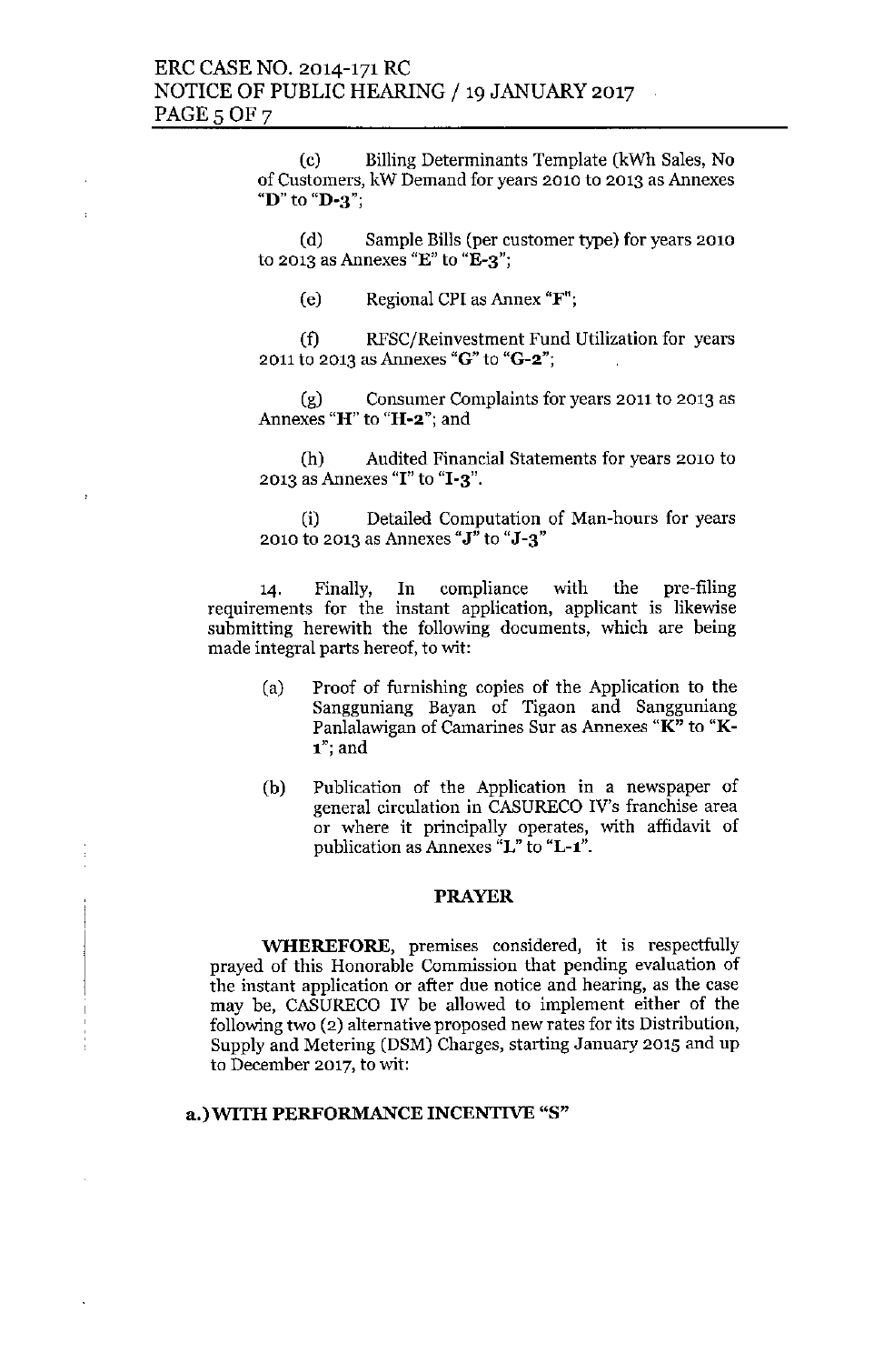(c) Billing Determinants Template (kWh Sales, No of Customers, kW Demand for years 2010 to 2013 as Annexes "**D**" to "**D-3**";

(d) Sample Bills (per customer type) for years 2010 to 2013 as Annexes "**E**" to "**E-3**";

(e) Regional CPI as Annex "**F**";

(f) RFSC/Reinvestment Fund Utilization for years 2011 to 2013 as Annexes "**G**" to "**G-2**";

(g) Consumer Complaints for years 2011 to 2013 as Annexes "**H**" to "**H-2**"; and

(h) Audited Financial Statements for years 2010 to 2013 as Annexes "**I**" to "**I-3**".

(i) Detailed Computation of Man-hours for years 2010 to 2013 as Annexes "**J**" to "**J-3**"

14. Finally, In compliance with the pre-filing requirements for the instant application, applicant is likewise submitting herewith the following documents, which are being made integral parts hereof, to wit:

(a) Proof of furnishing copies of the Application to the Sangguniang Bayan of Tigaon and Sangguniang Panlalawigan of Camarines Sur as Annexes "**K**" to "**K-1**"; and

(b) Publication of the Application in a newspaper of general circulation in CASURECO IV's franchise area or where it principally operates, with affidavit of publication as Annexes "**L**" to "**L-1**".

## PRAYER

**WHEREFORE**, premises considered, it is respectfully prayed of this Honorable Commission that pending evaluation of the instant application or after due notice and hearing, as the case may be, CASURECO IV be allowed to implement either of the following two (2) alternative proposed new rates for its Distribution, Supply and Metering (DSM) Charges, starting January 2015 and up to December 2017, to wit:

**a.) WITH PERFORMANCE INCENTIVE "S"**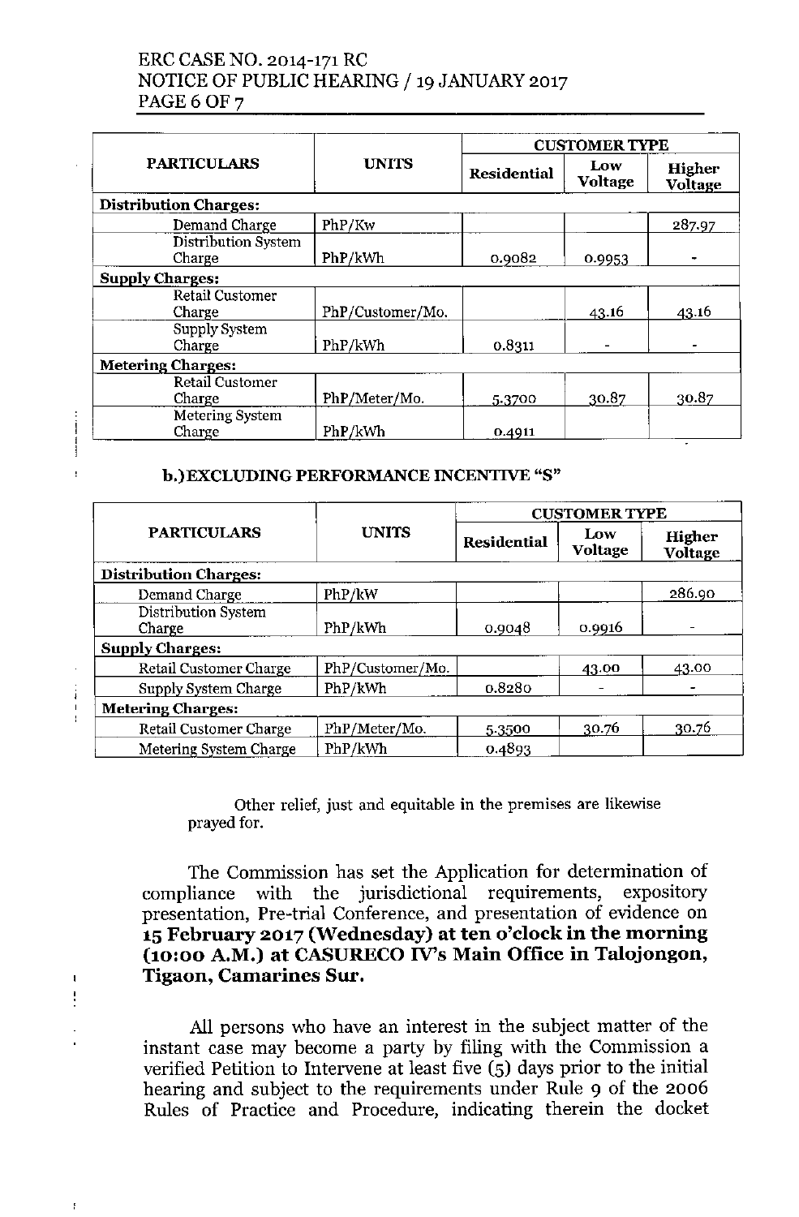| PARTICULARS | UNITS | CUSTOMER TYPE | | |
|---|---|---|---|---|
| | | Residential | Low Voltage | Higher Voltage |
| **Distribution Charges:** | | | | |
| Demand Charge | PhP/Kw | | | 287.97 |
| Distribution System Charge | PhP/kWh | 0.9082 | 0.9953 | - |
| **Supply Charges:** | | | | |
| Retail Customer Charge | PhP/Customer/Mo. | | 43.16 | 43.16 |
| Supply System Charge | PhP/kWh | 0.8311 | - | - |
| **Metering Charges:** | | | | |
| Retail Customer Charge | PhP/Meter/Mo. | 5.3700 | 30.87 | 30.87 |
| Metering System Charge | PhP/kWh | 0.4911 | | |

**b.) EXCLUDING PERFORMANCE INCENTIVE "S"**

| PARTICULARS | UNITS | CUSTOMER TYPE | | |
|---|---|---|---|---|
| | | Residential | Low Voltage | Higher Voltage |
| **Distribution Charges:** | | | | |
| Demand Charge | PhP/kW | | | 286.90 |
| Distribution System Charge | PhP/kWh | 0.9048 | 0.9916 | - |
| **Supply Charges:** | | | | |
| Retail Customer Charge | PhP/Customer/Mo. | | 43.00 | 43.00 |
| Supply System Charge | PhP/kWh | 0.8280 | - | - |
| **Metering Charges:** | | | | |
| Retail Customer Charge | PhP/Meter/Mo. | 5.3500 | 30.76 | 30.76 |
| Metering System Charge | PhP/kWh | 0.4893 | | |

Other relief, just and equitable in the premises are likewise prayed for.

The Commission has set the Application for determination of compliance with the jurisdictional requirements, expository presentation, Pre-trial Conference, and presentation of evidence on **15 February 2017 (Wednesday) at ten o'clock in the morning (10:00 A.M.) at CASURECO IV's Main Office in Talojongon, Tigaon, Camarines Sur.**

All persons who have an interest in the subject matter of the instant case may become a party by filing with the Commission a verified Petition to Intervene at least five (5) days prior to the initial hearing and subject to the requirements under Rule 9 of the 2006 Rules of Practice and Procedure, indicating therein the docket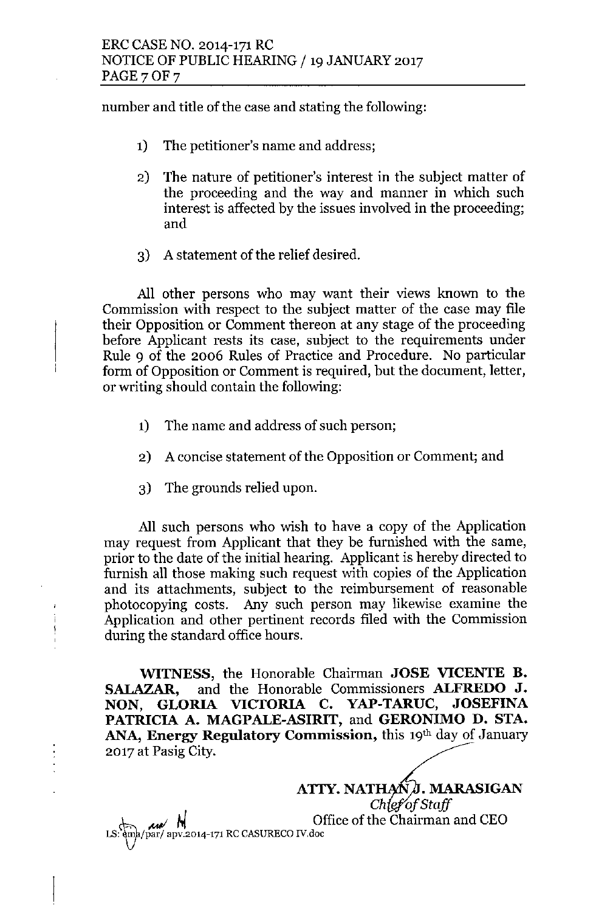number and title of the case and stating the following:

1) The petitioner's name and address;

2) The nature of petitioner's interest in the subject matter of the proceeding and the way and manner in which such interest is affected by the issues involved in the proceeding; and

3) A statement of the relief desired.

All other persons who may want their views known to the Commission with respect to the subject matter of the case may file their Opposition or Comment thereon at any stage of the proceeding before Applicant rests its case, subject to the requirements under Rule 9 of the 2006 Rules of Practice and Procedure. No particular form of Opposition or Comment is required, but the document, letter, or writing should contain the following:

1) The name and address of such person;

2) A concise statement of the Opposition or Comment; and

3) The grounds relied upon.

All such persons who wish to have a copy of the Application may request from Applicant that they be furnished with the same, prior to the date of the initial hearing. Applicant is hereby directed to furnish all those making such request with copies of the Application and its attachments, subject to the reimbursement of reasonable photocopying costs. Any such person may likewise examine the Application and other pertinent records filed with the Commission during the standard office hours.

**WITNESS**, the Honorable Chairman **JOSE VICENTE B. SALAZAR,** and the Honorable Commissioners **ALFREDO J. NON, GLORIA VICTORIA C. YAP-TARUC, JOSEFINA PATRICIA A. MAGPALE-ASIRIT,** and **GERONIMO D. STA. ANA, Energy Regulatory Commission,** this 19th day of January 2017 at Pasig City.

**ATTY. NATHAN J. MARASIGAN**
*Chief of Staff*
Office of the Chairman and CEO

LS: ema/par/ apv.2014-171 RC CASURECO IV.doc